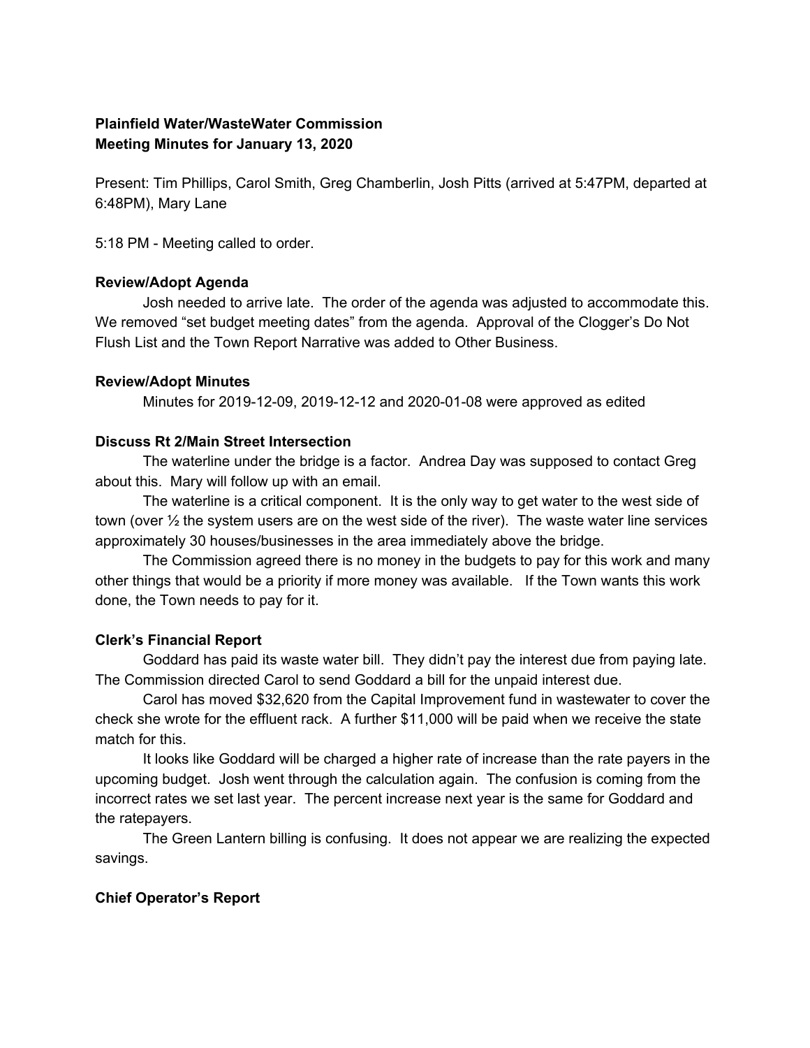**Plainfield Water/WasteWater Commission**
**Meeting Minutes for January 13, 2020**

Present: Tim Phillips, Carol Smith, Greg Chamberlin, Josh Pitts (arrived at 5:47PM, departed at 6:48PM), Mary Lane

5:18 PM - Meeting called to order.

**Review/Adopt Agenda**

Josh needed to arrive late. The order of the agenda was adjusted to accommodate this. We removed "set budget meeting dates" from the agenda. Approval of the Clogger's Do Not Flush List and the Town Report Narrative was added to Other Business.

**Review/Adopt Minutes**

Minutes for 2019-12-09, 2019-12-12 and 2020-01-08 were approved as edited

**Discuss Rt 2/Main Street Intersection**

The waterline under the bridge is a factor. Andrea Day was supposed to contact Greg about this. Mary will follow up with an email.

The waterline is a critical component. It is the only way to get water to the west side of town (over ½ the system users are on the west side of the river). The waste water line services approximately 30 houses/businesses in the area immediately above the bridge.

The Commission agreed there is no money in the budgets to pay for this work and many other things that would be a priority if more money was available. If the Town wants this work done, the Town needs to pay for it.

**Clerk's Financial Report**

Goddard has paid its waste water bill. They didn't pay the interest due from paying late. The Commission directed Carol to send Goddard a bill for the unpaid interest due.

Carol has moved $32,620 from the Capital Improvement fund in wastewater to cover the check she wrote for the effluent rack. A further $11,000 will be paid when we receive the state match for this.

It looks like Goddard will be charged a higher rate of increase than the rate payers in the upcoming budget. Josh went through the calculation again. The confusion is coming from the incorrect rates we set last year. The percent increase next year is the same for Goddard and the ratepayers.

The Green Lantern billing is confusing. It does not appear we are realizing the expected savings.

**Chief Operator's Report**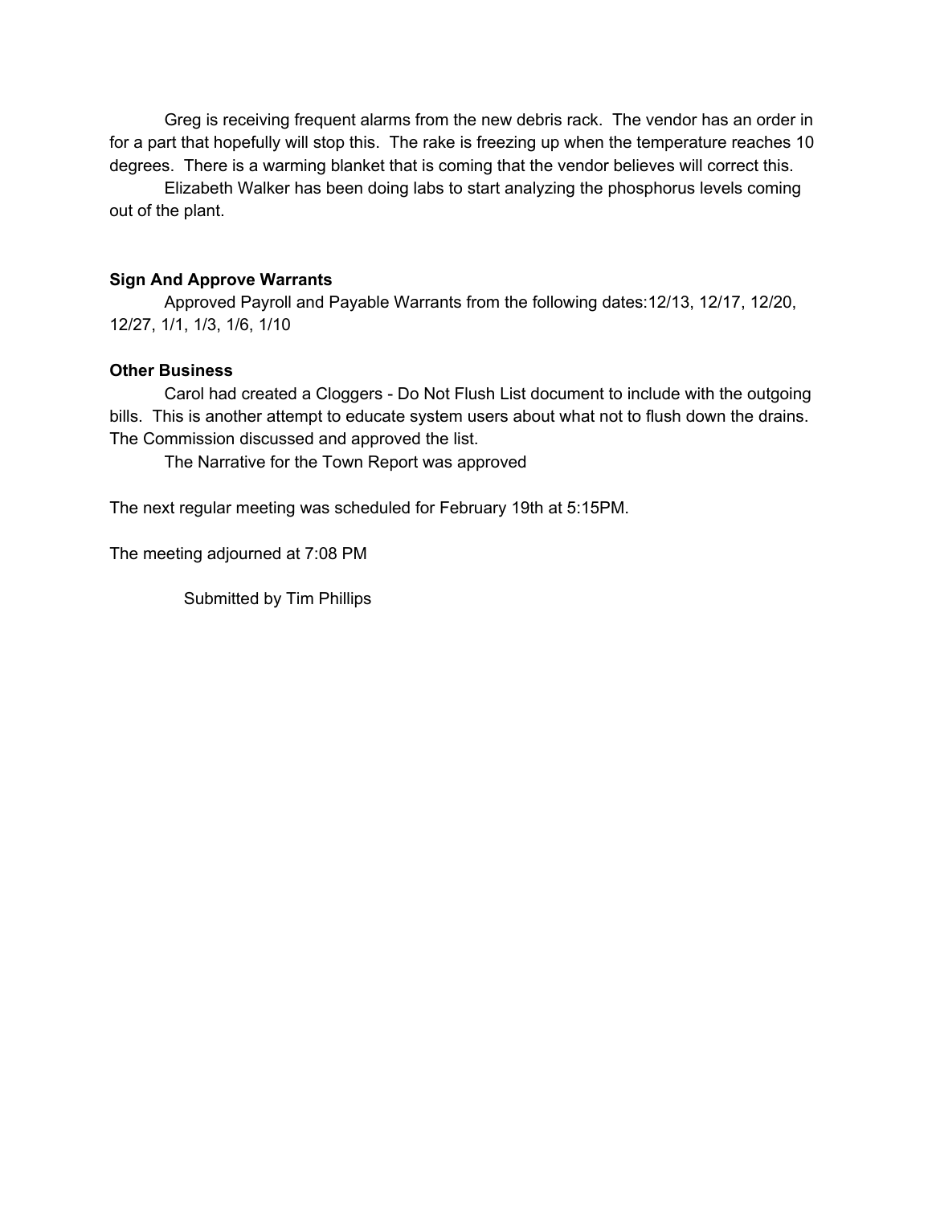Greg is receiving frequent alarms from the new debris rack. The vendor has an order in for a part that hopefully will stop this. The rake is freezing up when the temperature reaches 10 degrees. There is a warming blanket that is coming that the vendor believes will correct this.

Elizabeth Walker has been doing labs to start analyzing the phosphorus levels coming out of the plant.

**Sign And Approve Warrants**

Approved Payroll and Payable Warrants from the following dates:12/13, 12/17, 12/20, 12/27, 1/1, 1/3, 1/6, 1/10

**Other Business**

Carol had created a Cloggers - Do Not Flush List document to include with the outgoing bills. This is another attempt to educate system users about what not to flush down the drains. The Commission discussed and approved the list.

The Narrative for the Town Report was approved

The next regular meeting was scheduled for February 19th at 5:15PM.

The meeting adjourned at 7:08 PM

Submitted by Tim Phillips